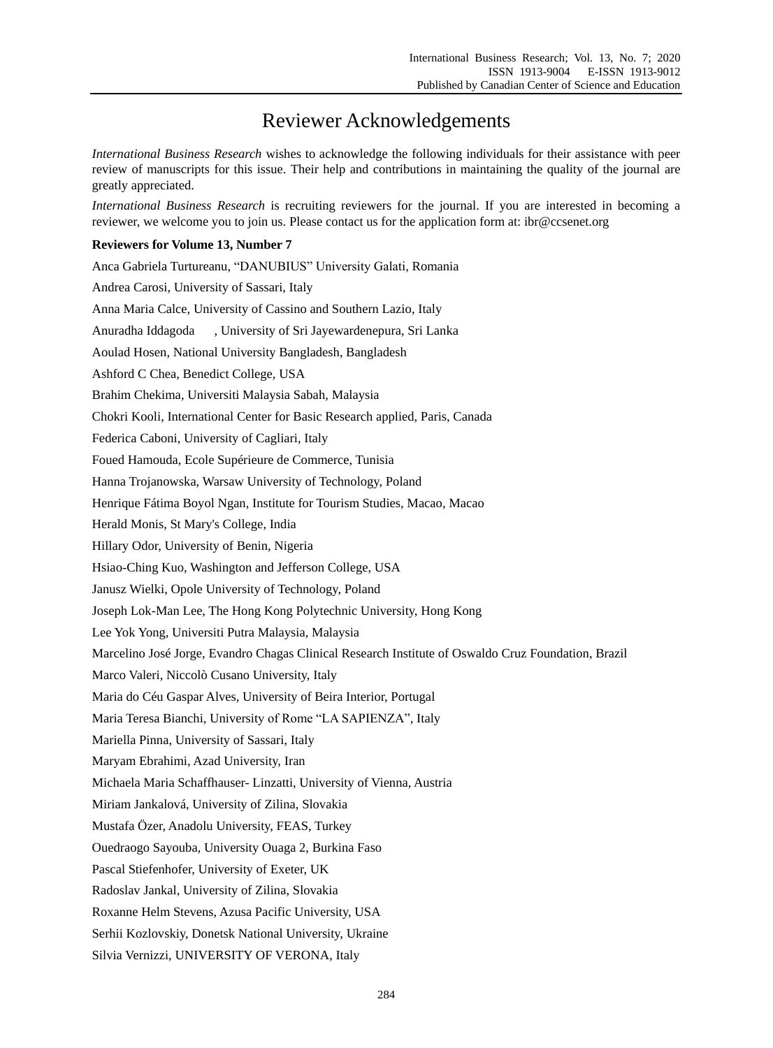# Reviewer Acknowledgements

*International Business Research* wishes to acknowledge the following individuals for their assistance with peer review of manuscripts for this issue. Their help and contributions in maintaining the quality of the journal are greatly appreciated.

*International Business Research* is recruiting reviewers for the journal. If you are interested in becoming a reviewer, we welcome you to join us. Please contact us for the application form at: ibr@ccsenet.org

**Reviewers for Volume 13, Number 7**

Anca Gabriela Turtureanu, "DANUBIUS" University Galati, Romania

Andrea Carosi, University of Sassari, Italy

Anna Maria Calce, University of Cassino and Southern Lazio, Italy

Anuradha Iddagoda , University of Sri Jayewardenepura, Sri Lanka

Aoulad Hosen, National University Bangladesh, Bangladesh

Ashford C Chea, Benedict College, USA

Brahim Chekima, Universiti Malaysia Sabah, Malaysia

Chokri Kooli, International Center for Basic Research applied, Paris, Canada

Federica Caboni, University of Cagliari, Italy

Foued Hamouda, Ecole Supérieure de Commerce, Tunisia

Hanna Trojanowska, Warsaw University of Technology, Poland

Henrique Fátima Boyol Ngan, Institute for Tourism Studies, Macao, Macao

Herald Monis, St Mary's College, India

Hillary Odor, University of Benin, Nigeria

Hsiao-Ching Kuo, Washington and Jefferson College, USA

Janusz Wielki, Opole University of Technology, Poland

Joseph Lok-Man Lee, The Hong Kong Polytechnic University, Hong Kong

Lee Yok Yong, Universiti Putra Malaysia, Malaysia

Marcelino José Jorge, Evandro Chagas Clinical Research Institute of Oswaldo Cruz Foundation, Brazil

Marco Valeri, Niccolò Cusano University, Italy

Maria do Céu Gaspar Alves, University of Beira Interior, Portugal

Maria Teresa Bianchi, University of Rome "LA SAPIENZA", Italy

Mariella Pinna, University of Sassari, Italy

Maryam Ebrahimi, Azad University, Iran

Michaela Maria Schaffhauser- Linzatti, University of Vienna, Austria

Miriam Jankalová, University of Zilina, Slovakia

Mustafa Özer, Anadolu University, FEAS, Turkey

Ouedraogo Sayouba, University Ouaga 2, Burkina Faso

Pascal Stiefenhofer, University of Exeter, UK

Radoslav Jankal, University of Zilina, Slovakia

Roxanne Helm Stevens, Azusa Pacific University, USA

Serhii Kozlovskiy, Donetsk National University, Ukraine

Silvia Vernizzi, UNIVERSITY OF VERONA, Italy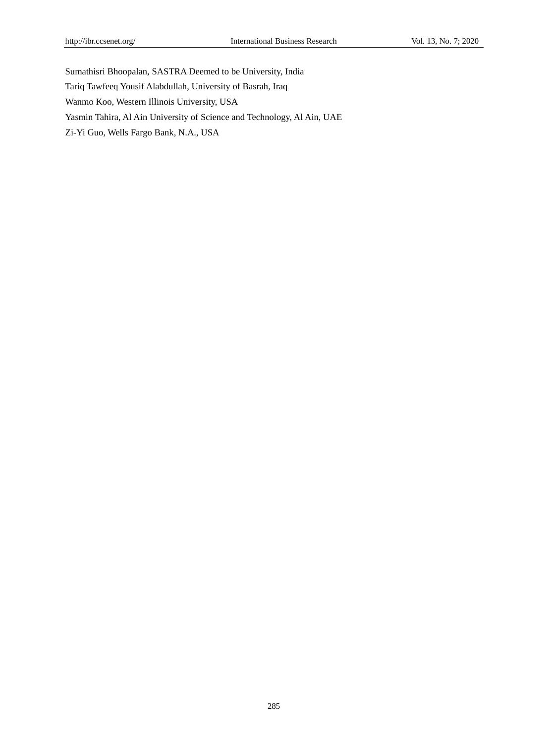Sumathisri Bhoopalan, SASTRA Deemed to be University, India

Tariq Tawfeeq Yousif Alabdullah, University of Basrah, Iraq

Wanmo Koo, Western Illinois University, USA

Yasmin Tahira, Al Ain University of Science and Technology, Al Ain, UAE

Zi-Yi Guo, Wells Fargo Bank, N.A., USA